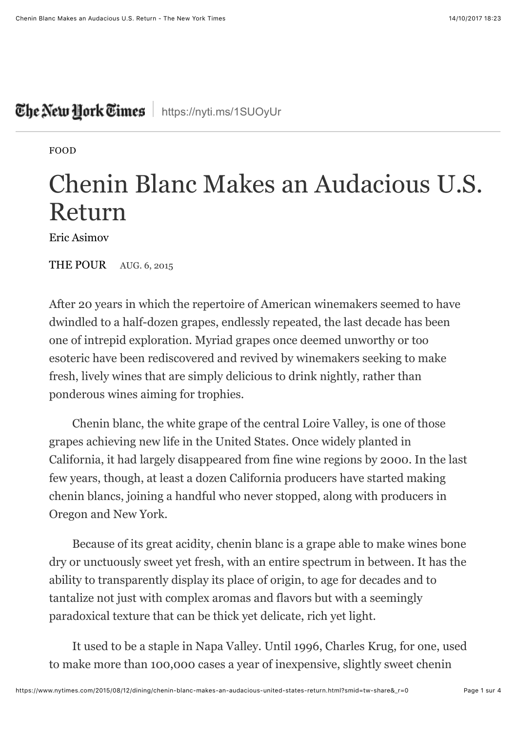The New York Times | https://nyti.ms/1SUOyUr

FOOD

# Chenin Blanc Makes an Audacious U.S. Return

Eric Asimov

THE POUR AUG. 6, 2015

After 20 years in which the repertoire of American winemakers seemed to have dwindled to a half-dozen grapes, endlessly repeated, the last decade has been one of intrepid exploration. Myriad grapes once deemed unworthy or too esoteric have been rediscovered and revived by winemakers seeking to make fresh, lively wines that are simply delicious to drink nightly, rather than ponderous wines aiming for trophies.

Chenin blanc, the white grape of the central Loire Valley, is one of those grapes achieving new life in the United States. Once widely planted in California, it had largely disappeared from fine wine regions by 2000. In the last few years, though, at least a dozen California producers have started making chenin blancs, joining a handful who never stopped, along with producers in Oregon and New York.

Because of its great acidity, chenin blanc is a grape able to make wines bone dry or unctuously sweet yet fresh, with an entire spectrum in between. It has the ability to transparently display its place of origin, to age for decades and to tantalize not just with complex aromas and flavors but with a seemingly paradoxical texture that can be thick yet delicate, rich yet light.

It used to be a staple in Napa Valley. Until 1996, Charles Krug, for one, used to make more than 100,000 cases a year of inexpensive, slightly sweet chenin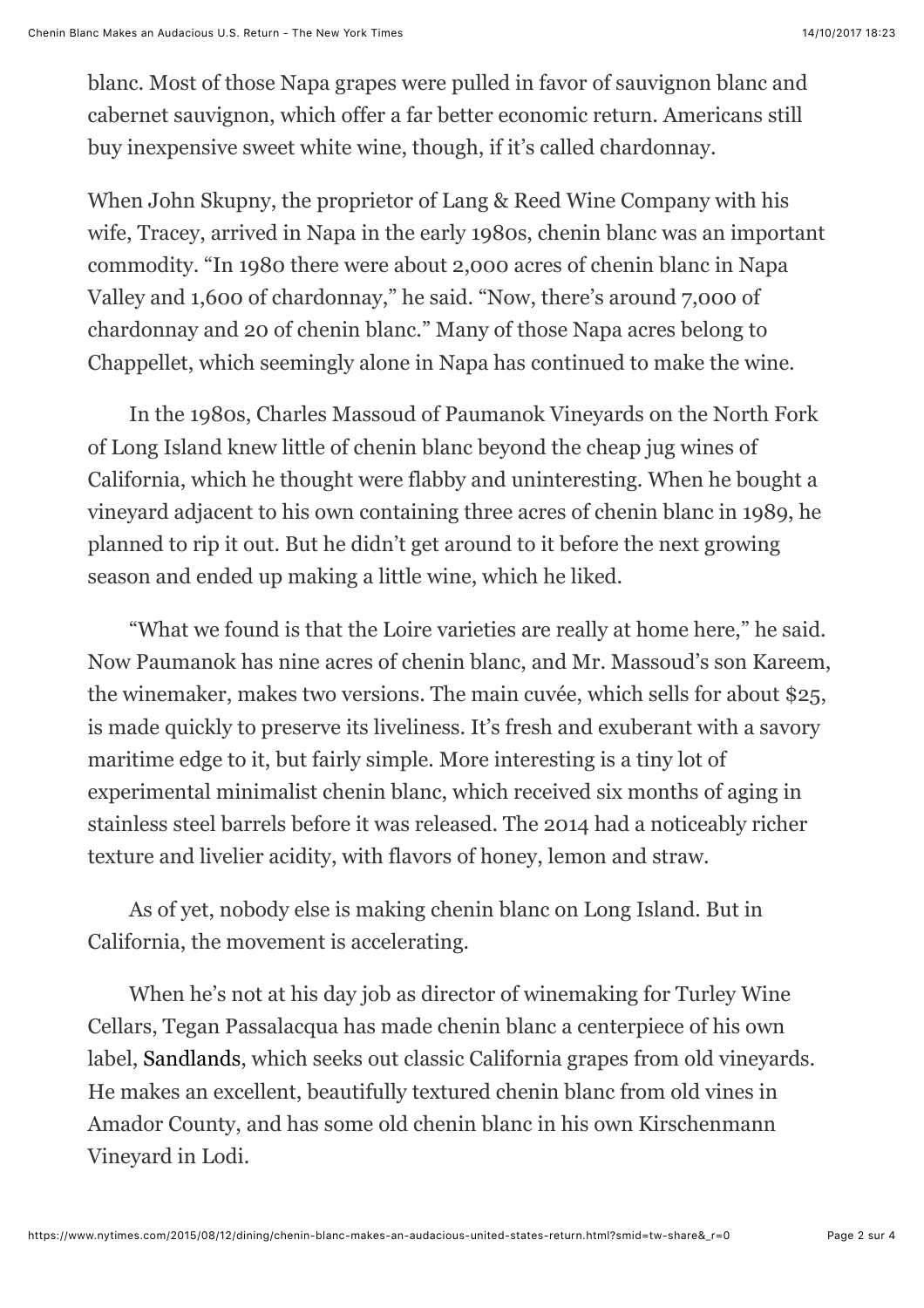blanc. Most of those Napa grapes were pulled in favor of sauvignon blanc and cabernet sauvignon, which offer a far better economic return. Americans still buy inexpensive sweet white wine, though, if it's called chardonnay.

When John Skupny, the proprietor of Lang & Reed Wine Company with his wife, Tracey, arrived in Napa in the early 1980s, chenin blanc was an important commodity. "In 1980 there were about 2,000 acres of chenin blanc in Napa Valley and 1,600 of chardonnay," he said. "Now, there's around 7,000 of chardonnay and 20 of chenin blanc." Many of those Napa acres belong to Chappellet, which seemingly alone in Napa has continued to make the wine.

In the 1980s, Charles Massoud of Paumanok Vineyards on the North Fork of Long Island knew little of chenin blanc beyond the cheap jug wines of California, which he thought were flabby and uninteresting. When he bought a vineyard adjacent to his own containing three acres of chenin blanc in 1989, he planned to rip it out. But he didn't get around to it before the next growing season and ended up making a little wine, which he liked.

"What we found is that the Loire varieties are really at home here," he said. Now Paumanok has nine acres of chenin blanc, and Mr. Massoud's son Kareem, the winemaker, makes two versions. The main cuvée, which sells for about $25, is made quickly to preserve its liveliness. It's fresh and exuberant with a savory maritime edge to it, but fairly simple. More interesting is a tiny lot of experimental minimalist chenin blanc, which received six months of aging in stainless steel barrels before it was released. The 2014 had a noticeably richer texture and livelier acidity, with flavors of honey, lemon and straw.

As of yet, nobody else is making chenin blanc on Long Island. But in California, the movement is accelerating.

When he's not at his day job as director of winemaking for Turley Wine Cellars, Tegan Passalacqua has made chenin blanc a centerpiece of his own label, Sandlands, which seeks out classic California grapes from old vineyards. He makes an excellent, beautifully textured chenin blanc from old vines in Amador County, and has some old chenin blanc in his own Kirschenmann Vineyard in Lodi.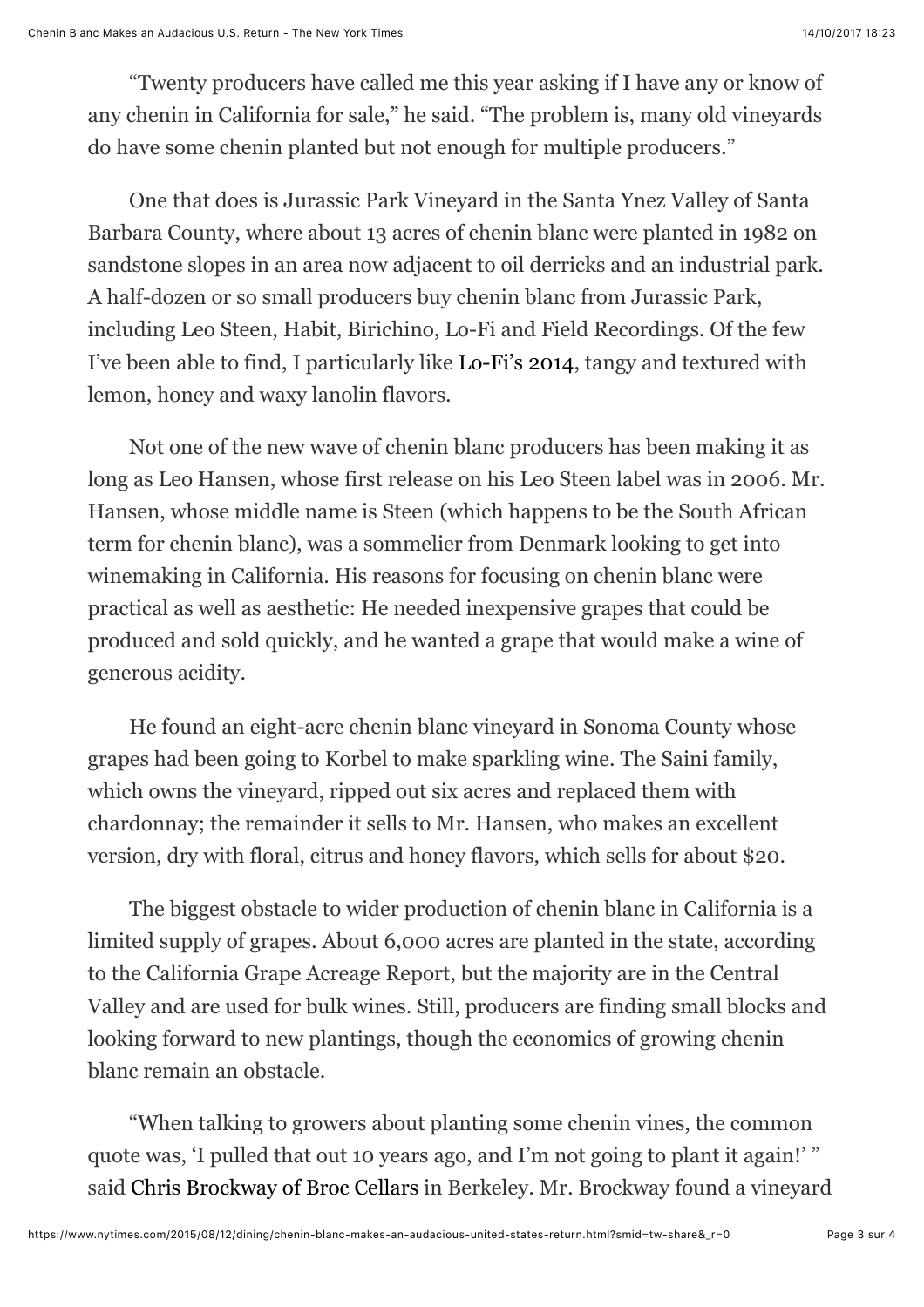"Twenty producers have called me this year asking if I have any or know of any chenin in California for sale," he said. "The problem is, many old vineyards do have some chenin planted but not enough for multiple producers."

One that does is Jurassic Park Vineyard in the Santa Ynez Valley of Santa Barbara County, where about 13 acres of chenin blanc were planted in 1982 on sandstone slopes in an area now adjacent to oil derricks and an industrial park. A half-dozen or so small producers buy chenin blanc from Jurassic Park, including Leo Steen, Habit, Birichino, Lo-Fi and Field Recordings. Of the few I've been able to find, I particularly like Lo-Fi's 2014, tangy and textured with lemon, honey and waxy lanolin flavors.

Not one of the new wave of chenin blanc producers has been making it as long as Leo Hansen, whose first release on his Leo Steen label was in 2006. Mr. Hansen, whose middle name is Steen (which happens to be the South African term for chenin blanc), was a sommelier from Denmark looking to get into winemaking in California. His reasons for focusing on chenin blanc were practical as well as aesthetic: He needed inexpensive grapes that could be produced and sold quickly, and he wanted a grape that would make a wine of generous acidity.

He found an eight-acre chenin blanc vineyard in Sonoma County whose grapes had been going to Korbel to make sparkling wine. The Saini family, which owns the vineyard, ripped out six acres and replaced them with chardonnay; the remainder it sells to Mr. Hansen, who makes an excellent version, dry with floral, citrus and honey flavors, which sells for about $20.

The biggest obstacle to wider production of chenin blanc in California is a limited supply of grapes. About 6,000 acres are planted in the state, according to the California Grape Acreage Report, but the majority are in the Central Valley and are used for bulk wines. Still, producers are finding small blocks and looking forward to new plantings, though the economics of growing chenin blanc remain an obstacle.

"When talking to growers about planting some chenin vines, the common quote was, 'I pulled that out 10 years ago, and I'm not going to plant it again!' " said Chris Brockway of Broc Cellars in Berkeley. Mr. Brockway found a vineyard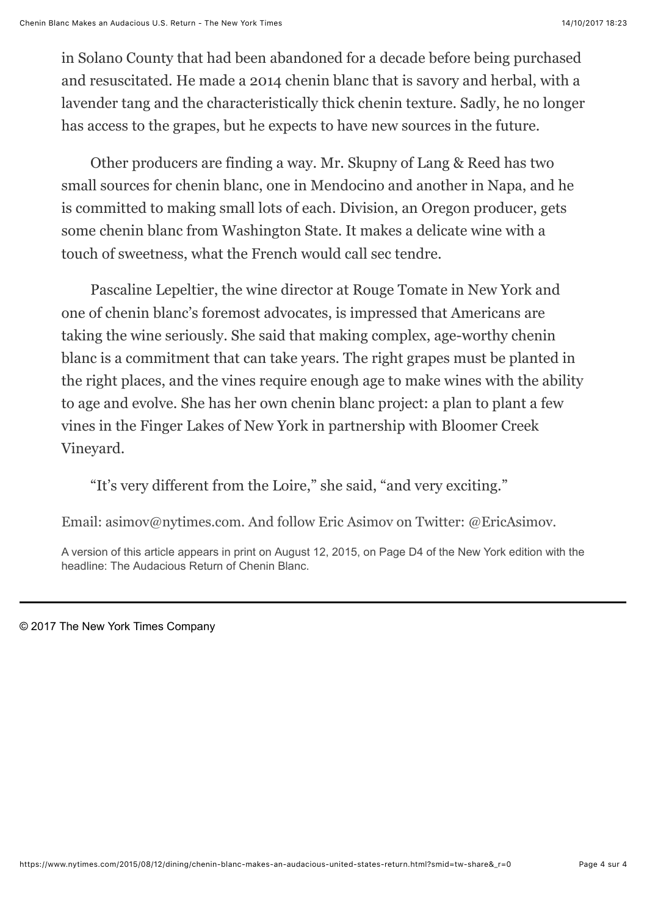in Solano County that had been abandoned for a decade before being purchased and resuscitated. He made a 2014 chenin blanc that is savory and herbal, with a lavender tang and the characteristically thick chenin texture. Sadly, he no longer has access to the grapes, but he expects to have new sources in the future.

Other producers are finding a way. Mr. Skupny of Lang & Reed has two small sources for chenin blanc, one in Mendocino and another in Napa, and he is committed to making small lots of each. Division, an Oregon producer, gets some chenin blanc from Washington State. It makes a delicate wine with a touch of sweetness, what the French would call sec tendre.

Pascaline Lepeltier, the wine director at Rouge Tomate in New York and one of chenin blanc's foremost advocates, is impressed that Americans are taking the wine seriously. She said that making complex, age-worthy chenin blanc is a commitment that can take years. The right grapes must be planted in the right places, and the vines require enough age to make wines with the ability to age and evolve. She has her own chenin blanc project: a plan to plant a few vines in the Finger Lakes of New York in partnership with Bloomer Creek Vineyard.

"It's very different from the Loire," she said, "and very exciting."

Email: asimov@nytimes.com. And follow Eric Asimov on Twitter: @EricAsimov.

A version of this article appears in print on August 12, 2015, on Page D4 of the New York edition with the headline: The Audacious Return of Chenin Blanc.

---

© 2017 The New York Times Company